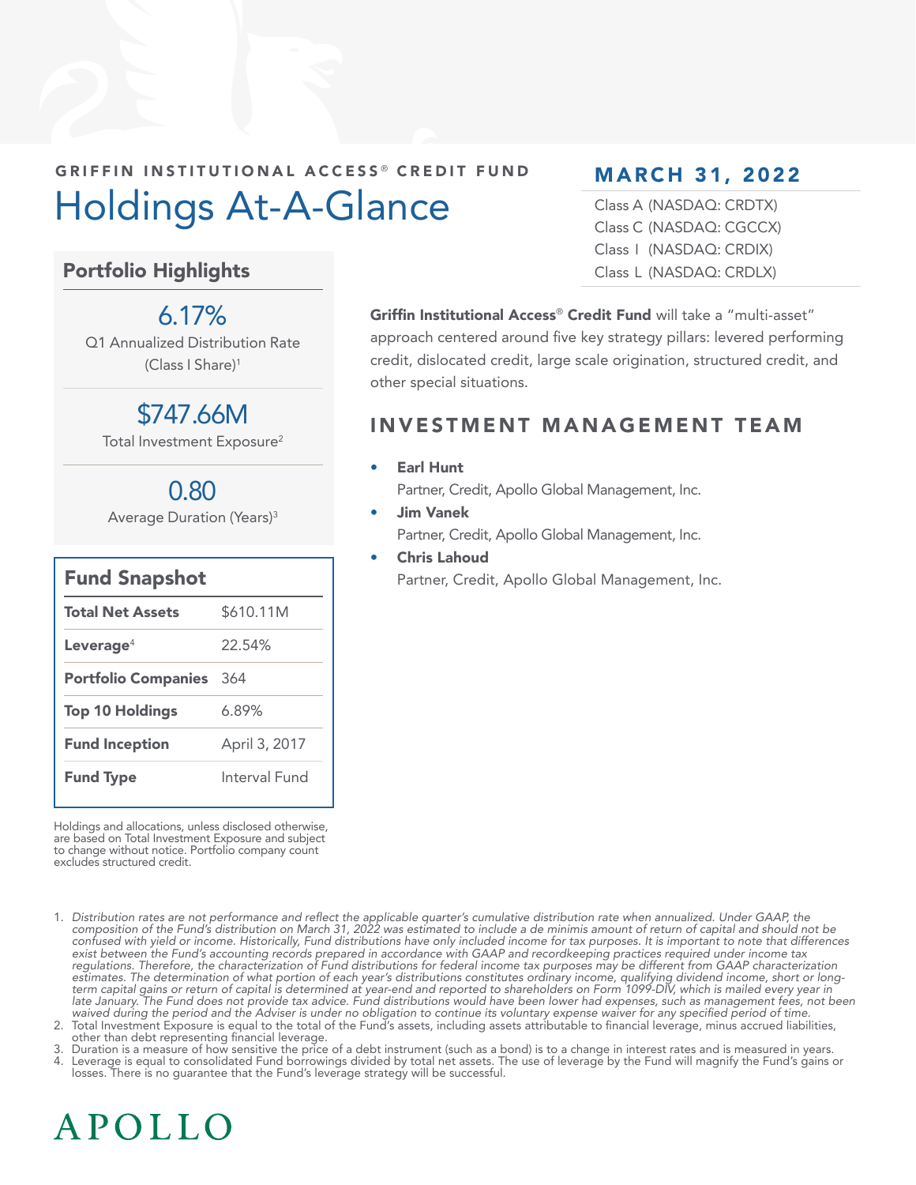GRIFFIN INSTITUTIONAL ACCESS® CREDIT FUND

# Holdings At-A-Glance

## MARCH 31, 2022

Class A (NASDAQ: CRDTX)
Class C (NASDAQ: CGCCX)
Class I (NASDAQ: CRDIX)
Class L (NASDAQ: CRDLX)

### Portfolio Highlights

**6.17%**
Q1 Annualized Distribution Rate (Class I Share)[1]

**$747.66M**
Total Investment Exposure[2]

**0.80**
Average Duration (Years)[3]

### Fund Snapshot

| | |
|---|---|
| **Total Net Assets** | $610.11M |
| **Leverage**[4] | 22.54% |
| **Portfolio Companies** | 364 |
| **Top 10 Holdings** | 6.89% |
| **Fund Inception** | April 3, 2017 |
| **Fund Type** | Interval Fund |

Holdings and allocations, unless disclosed otherwise, are based on Total Investment Exposure and subject to change without notice. Portfolio company count excludes structured credit.

**Griffin Institutional Access® Credit Fund** will take a "multi-asset" approach centered around five key strategy pillars: levered performing credit, dislocated credit, large scale origination, structured credit, and other special situations.

## INVESTMENT MANAGEMENT TEAM

- **Earl Hunt**
  Partner, Credit, Apollo Global Management, Inc.
- **Jim Vanek**
  Partner, Credit, Apollo Global Management, Inc.
- **Chris Lahoud**
  Partner, Credit, Apollo Global Management, Inc.

1. *Distribution rates are not performance and reflect the applicable quarter's cumulative distribution rate when annualized. Under GAAP, the composition of the Fund's distribution on March 31, 2022 was estimated to include a de minimis amount of return of capital and should not be confused with yield or income. Historically, Fund distributions have only included income for tax purposes. It is important to note that differences exist between the Fund's accounting records prepared in accordance with GAAP and recordkeeping practices required under income tax regulations. Therefore, the characterization of Fund distributions for federal income tax purposes may be different from GAAP characterization estimates. The determination of what portion of each year's distributions constitutes ordinary income, qualifying dividend income, short or long-term capital gains or return of capital is determined at year-end and reported to shareholders on Form 1099-DIV, which is mailed every year in late January. The Fund does not provide tax advice. Fund distributions would have been lower had expenses, such as management fees, not been waived during the period and the Adviser is under no obligation to continue its voluntary expense waiver for any specified period of time.*
2. Total Investment Exposure is equal to the total of the Fund's assets, including assets attributable to financial leverage, minus accrued liabilities, other than debt representing financial leverage.
3. Duration is a measure of how sensitive the price of a debt instrument (such as a bond) is to a change in interest rates and is measured in years.
4. Leverage is equal to consolidated Fund borrowings divided by total net assets. The use of leverage by the Fund will magnify the Fund's gains or losses. There is no guarantee that the Fund's leverage strategy will be successful.

APOLLO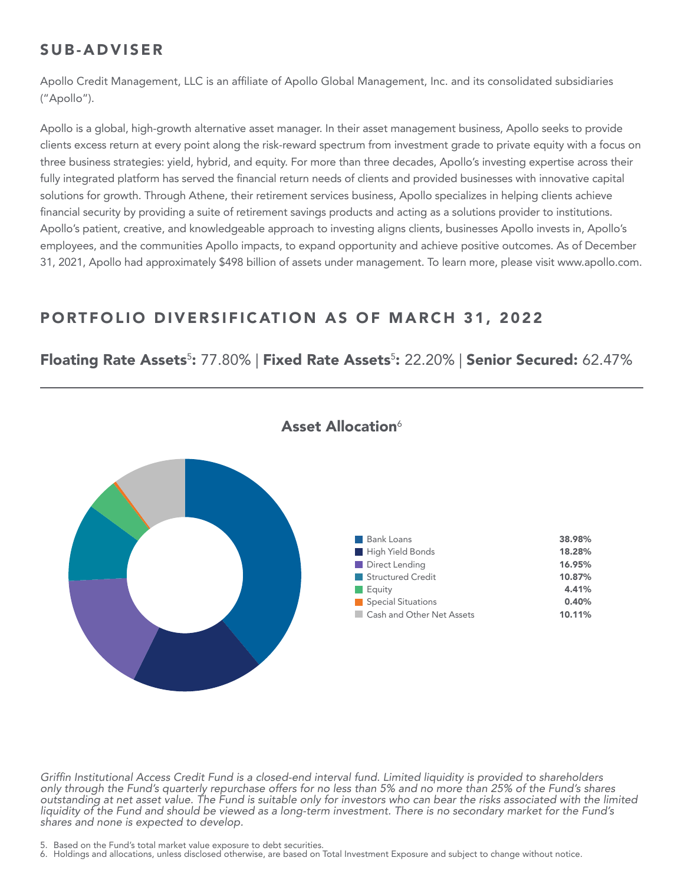## SUB-ADVISER

Apollo Credit Management, LLC is an affiliate of Apollo Global Management, Inc. and its consolidated subsidiaries ("Apollo").

Apollo is a global, high-growth alternative asset manager. In their asset management business, Apollo seeks to provide clients excess return at every point along the risk-reward spectrum from investment grade to private equity with a focus on three business strategies: yield, hybrid, and equity. For more than three decades, Apollo's investing expertise across their fully integrated platform has served the financial return needs of clients and provided businesses with innovative capital solutions for growth. Through Athene, their retirement services business, Apollo specializes in helping clients achieve financial security by providing a suite of retirement savings products and acting as a solutions provider to institutions. Apollo's patient, creative, and knowledgeable approach to investing aligns clients, businesses Apollo invests in, Apollo's employees, and the communities Apollo impacts, to expand opportunity and achieve positive outcomes. As of December 31, 2021, Apollo had approximately $498 billion of assets under management. To learn more, please visit www.apollo.com.

## PORTFOLIO DIVERSIFICATION AS OF MARCH 31, 2022

**Floating Rate Assets[5]:** 77.80% | **Fixed Rate Assets[5]:** 22.20% | **Senior Secured:** 62.47%

### Asset Allocation[6]

| Asset Class | Allocation |
| --- | --- |
| Bank Loans | **38.98%** |
| High Yield Bonds | **18.28%** |
| Direct Lending | **16.95%** |
| Structured Credit | **10.87%** |
| Equity | **4.41%** |
| Special Situations | **0.40%** |
| Cash and Other Net Assets | **10.11%** |

*Griffin Institutional Access Credit Fund is a closed-end interval fund. Limited liquidity is provided to shareholders only through the Fund's quarterly repurchase offers for no less than 5% and no more than 25% of the Fund's shares outstanding at net asset value. The Fund is suitable only for investors who can bear the risks associated with the limited liquidity of the Fund and should be viewed as a long-term investment. There is no secondary market for the Fund's shares and none is expected to develop.*

5. Based on the Fund's total market value exposure to debt securities.
6. Holdings and allocations, unless disclosed otherwise, are based on Total Investment Exposure and subject to change without notice.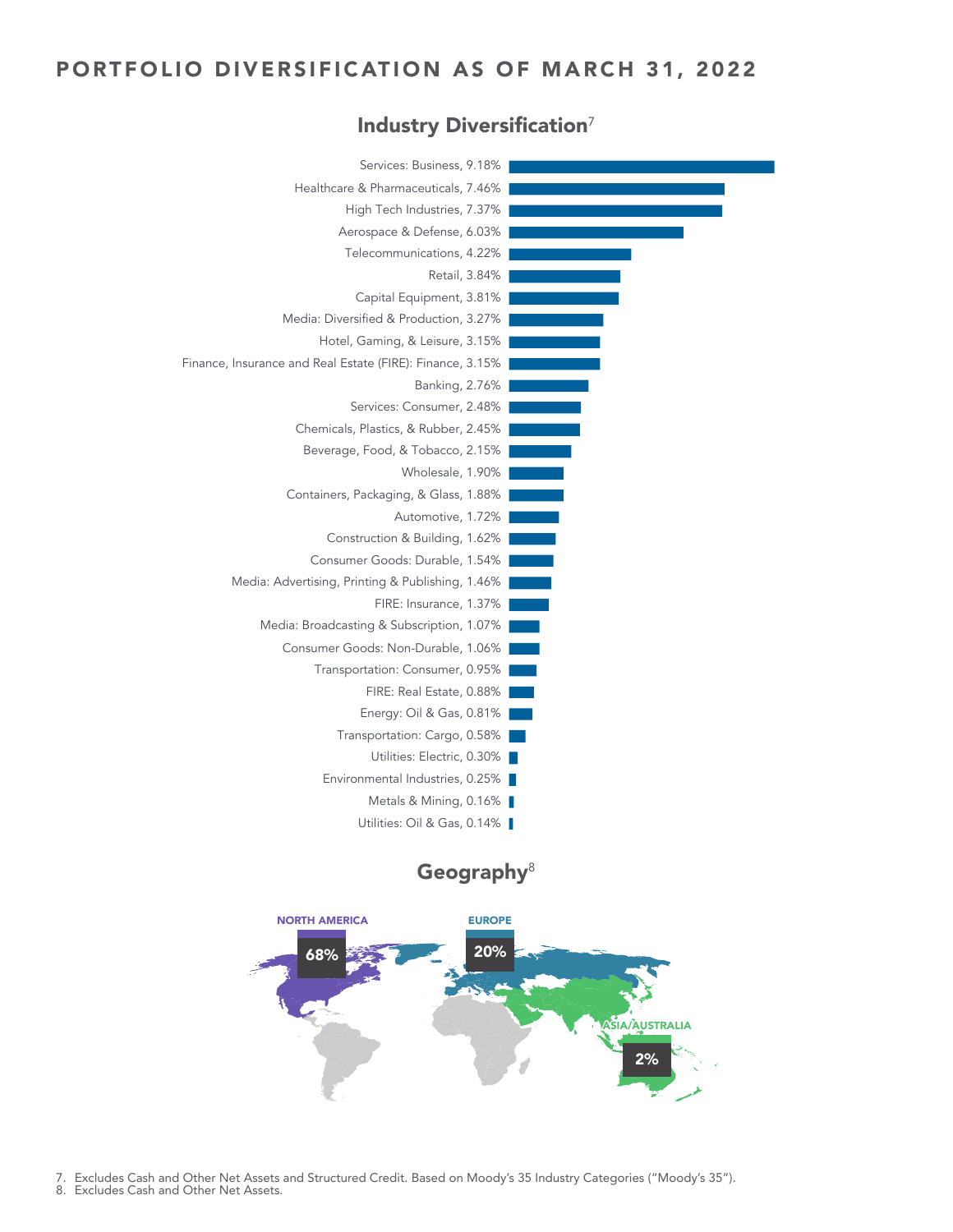# PORTFOLIO DIVERSIFICATION AS OF MARCH 31, 2022

## Industry Diversification[7]

| Industry | % |
|---|---|
| Services: Business | 9.18% |
| Healthcare & Pharmaceuticals | 7.46% |
| High Tech Industries | 7.37% |
| Aerospace & Defense | 6.03% |
| Telecommunications | 4.22% |
| Retail | 3.84% |
| Capital Equipment | 3.81% |
| Media: Diversified & Production | 3.27% |
| Hotel, Gaming, & Leisure | 3.15% |
| Finance, Insurance and Real Estate (FIRE): Finance | 3.15% |
| Banking | 2.76% |
| Services: Consumer | 2.48% |
| Chemicals, Plastics, & Rubber | 2.45% |
| Beverage, Food, & Tobacco | 2.15% |
| Wholesale | 1.90% |
| Containers, Packaging, & Glass | 1.88% |
| Automotive | 1.72% |
| Construction & Building | 1.62% |
| Consumer Goods: Durable | 1.54% |
| Media: Advertising, Printing & Publishing | 1.46% |
| FIRE: Insurance | 1.37% |
| Media: Broadcasting & Subscription | 1.07% |
| Consumer Goods: Non-Durable | 1.06% |
| Transportation: Consumer | 0.95% |
| FIRE: Real Estate | 0.88% |
| Energy: Oil & Gas | 0.81% |
| Transportation: Cargo | 0.58% |
| Utilities: Electric | 0.30% |
| Environmental Industries | 0.25% |
| Metals & Mining | 0.16% |
| Utilities: Oil & Gas | 0.14% |

## Geography[8]

| Region | % |
|---|---|
| NORTH AMERICA | 68% |
| EUROPE | 20% |
| ASIA/AUSTRALIA | 2% |

7. Excludes Cash and Other Net Assets and Structured Credit. Based on Moody's 35 Industry Categories ("Moody's 35").
8. Excludes Cash and Other Net Assets.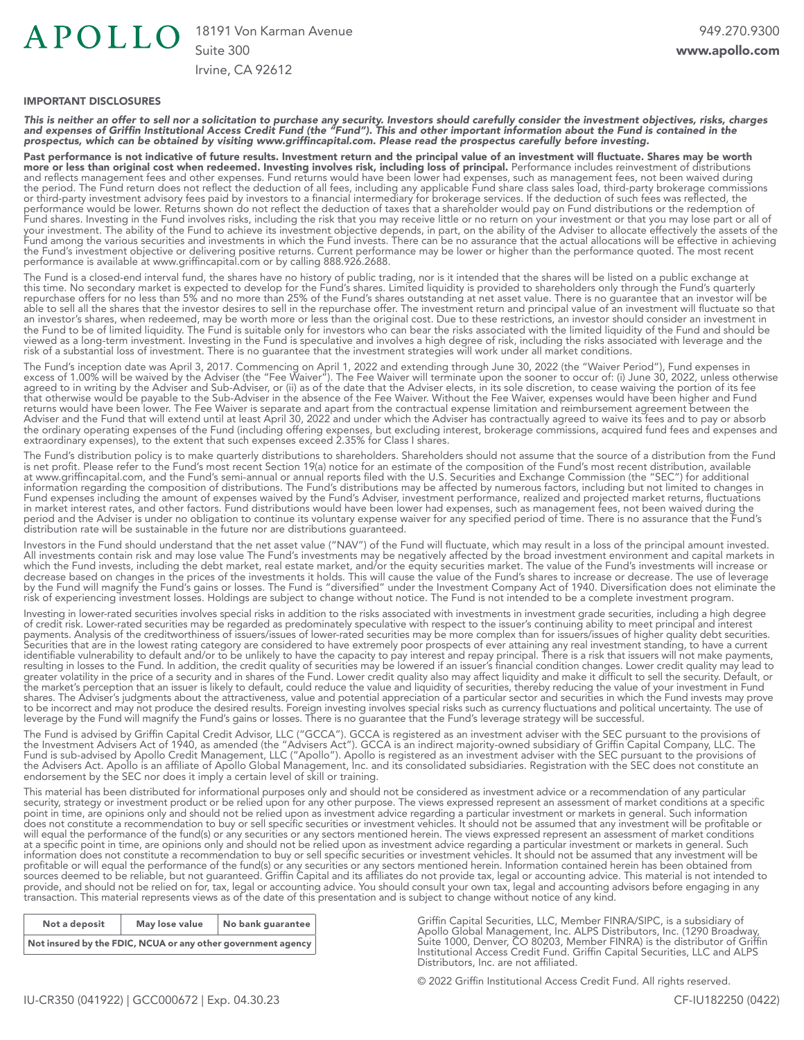APOLLO

18191 Von Karman Avenue
Suite 300
Irvine, CA 92612

949.270.9300
**www.apollo.com**

#### IMPORTANT DISCLOSURES

***This is neither an offer to sell nor a solicitation to purchase any security. Investors should carefully consider the investment objectives, risks, charges and expenses of Griffin Institutional Access Credit Fund (the "Fund"). This and other important information about the Fund is contained in the prospectus, which can be obtained by visiting www.griffincapital.com. Please read the prospectus carefully before investing.***

**Past performance is not indicative of future results. Investment return and the principal value of an investment will fluctuate. Shares may be worth more or less than original cost when redeemed. Investing involves risk, including loss of principal.** Performance includes reinvestment of distributions and reflects management fees and other expenses. Fund returns would have been lower had expenses, such as management fees, not been waived during the period. The Fund return does not reflect the deduction of all fees, including any applicable Fund share class sales load, third-party brokerage commissions or third-party investment advisory fees paid by investors to a financial intermediary for brokerage services. If the deduction of such fees was reflected, the performance would be lower. Returns shown do not reflect the deduction of taxes that a shareholder would pay on Fund distributions or the redemption of Fund shares. Investing in the Fund involves risks, including the risk that you may receive little or no return on your investment or that you may lose part or all of your investment. The ability of the Fund to achieve its investment objective depends, in part, on the ability of the Adviser to allocate effectively the assets of the Fund among the various securities and investments in which the Fund invests. There can be no assurance that the actual allocations will be effective in achieving the Fund's investment objective or delivering positive returns. Current performance may be lower or higher than the performance quoted. The most recent performance is available at www.griffincapital.com or by calling 888.926.2688.

The Fund is a closed-end interval fund, the shares have no history of public trading, nor is it intended that the shares will be listed on a public exchange at this time. No secondary market is expected to develop for the Fund's shares. Limited liquidity is provided to shareholders only through the Fund's quarterly repurchase offers for no less than 5% and no more than 25% of the Fund's shares outstanding at net asset value. There is no guarantee that an investor will be able to sell all the shares that the investor desires to sell in the repurchase offer. The investment return and principal value of an investment will fluctuate so that an investor's shares, when redeemed, may be worth more or less than the original cost. Due to these restrictions, an investor should consider an investment in the Fund to be of limited liquidity. The Fund is suitable only for investors who can bear the risks associated with the limited liquidity of the Fund and should be viewed as a long-term investment. Investing in the Fund is speculative and involves a high degree of risk, including the risks associated with leverage and the risk of a substantial loss of investment. There is no guarantee that the investment strategies will work under all market conditions.

The Fund's inception date was April 3, 2017. Commencing on April 1, 2022 and extending through June 30, 2022 (the "Waiver Period"), Fund expenses in excess of 1.00% will be waived by the Adviser (the "Fee Waiver"). The Fee Waiver will terminate upon the sooner to occur of: (i) June 30, 2022, unless otherwise agreed to in writing by the Adviser and Sub-Adviser, or (ii) as of the date that the Adviser elects, in its sole discretion, to cease waiving the portion of its fee that otherwise would be payable to the Sub-Adviser in the absence of the Fee Waiver. Without the Fee Waiver, expenses would have been higher and Fund returns would have been lower. The Fee Waiver is separate and apart from the contractual expense limitation and reimbursement agreement between the Adviser and the Fund that will extend until at least April 30, 2022 and under which the Adviser has contractually agreed to waive its fees and to pay or absorb the ordinary operating expenses of the Fund (including offering expenses, but excluding interest, brokerage commissions, acquired fund fees and expenses and extraordinary expenses), to the extent that such expenses exceed 2.35% for Class I shares.

The Fund's distribution policy is to make quarterly distributions to shareholders. Shareholders should not assume that the source of a distribution from the Fund is net profit. Please refer to the Fund's most recent Section 19(a) notice for an estimate of the composition of the Fund's most recent distribution, available at www.griffincapital.com, and the Fund's semi-annual or annual reports filed with the U.S. Securities and Exchange Commission (the "SEC") for additional information regarding the composition of distributions. The Fund's distributions may be affected by numerous factors, including but not limited to changes in Fund expenses including the amount of expenses waived by the Fund's Adviser, investment performance, realized and projected market returns, fluctuations in market interest rates, and other factors. Fund distributions would have been lower had expenses, such as management fees, not been waived during the period and the Adviser is under no obligation to continue its voluntary expense waiver for any specified period of time. There is no assurance that the Fund's distribution rate will be sustainable in the future nor are distributions guaranteed.

Investors in the Fund should understand that the net asset value ("NAV") of the Fund will fluctuate, which may result in a loss of the principal amount invested. All investments contain risk and may lose value The Fund's investments may be negatively affected by the broad investment environment and capital markets in which the Fund invests, including the debt market, real estate market, and/or the equity securities market. The value of the Fund's investments will increase or decrease based on changes in the prices of the investments it holds. This will cause the value of the Fund's shares to increase or decrease. The use of leverage by the Fund will magnify the Fund's gains or losses. The Fund is "diversified" under the Investment Company Act of 1940. Diversification does not eliminate the risk of experiencing investment losses. Holdings are subject to change without notice. The Fund is not intended to be a complete investment program.

Investing in lower-rated securities involves special risks in addition to the risks associated with investments in investment grade securities, including a high degree of credit risk. Lower-rated securities may be regarded as predominately speculative with respect to the issuer's continuing ability to meet principal and interest payments. Analysis of the creditworthiness of issuers/issues of lower-rated securities may be more complex than for issuers/issues of higher quality debt securities. Securities that are in the lowest rating category are considered to have extremely poor prospects of ever attaining any real investment standing, to have a current identifiable vulnerability to default and/or to be unlikely to have the capacity to pay interest and repay principal. There is a risk that issuers will not make payments, resulting in losses to the Fund. In addition, the credit quality of securities may be lowered if an issuer's financial condition changes. Lower credit quality may lead to greater volatility in the price of a security and in shares of the Fund. Lower credit quality also may affect liquidity and make it difficult to sell the security. Default, or the market's perception that an issuer is likely to default, could reduce the value and liquidity of securities, thereby reducing the value of your investment in Fund shares. The Adviser's judgments about the attractiveness, value and potential appreciation of a particular sector and securities in which the Fund invests may prove to be incorrect and may not produce the desired results. Foreign investing involves special risks such as currency fluctuations and political uncertainty. The use of leverage by the Fund will magnify the Fund's gains or losses. There is no guarantee that the Fund's leverage strategy will be successful.

The Fund is advised by Griffin Capital Credit Advisor, LLC ("GCCA"). GCCA is registered as an investment adviser with the SEC pursuant to the provisions of the Investment Advisers Act of 1940, as amended (the "Advisers Act"). GCCA is an indirect majority-owned subsidiary of Griffin Capital Company, LLC. The Fund is sub-advised by Apollo Credit Management, LLC ("Apollo"). Apollo is registered as an investment adviser with the SEC pursuant to the provisions of the Advisers Act. Apollo is an affiliate of Apollo Global Management, Inc. and its consolidated subsidiaries. Registration with the SEC does not constitute an endorsement by the SEC nor does it imply a certain level of skill or training.

This material has been distributed for informational purposes only and should not be considered as investment advice or a recommendation of any particular security, strategy or investment product or be relied upon for any other purpose. The views expressed represent an assessment of market conditions at a specific point in time, are opinions only and should not be relied upon as investment advice regarding a particular investment or markets in general. Such information does not constitute a recommendation to buy or sell specific securities or investment vehicles. It should not be assumed that any investment will be profitable or will equal the performance of the fund(s) or any securities or any sectors mentioned herein. The views expressed represent an assessment of market conditions at a specific point in time, are opinions only and should not be relied upon as investment advice regarding a particular investment or markets in general. Such information does not constitute a recommendation to buy or sell specific securities or investment vehicles. It should not be assumed that any investment will be profitable or will equal the performance of the fund(s) or any securities or any sectors mentioned herein. Information contained herein has been obtained from sources deemed to be reliable, but not guaranteed. Griffin Capital and its affiliates do not provide tax, legal or accounting advice. This material is not intended to provide, and should not be relied on for, tax, legal or accounting advice. You should consult your own tax, legal and accounting advisors before engaging in any transaction. This material represents views as of the date of this presentation and is subject to change without notice of any kind.

| Not a deposit | May lose value | No bank guarantee |
|---|---|---|
| Not insured by the FDIC, NCUA or any other government agency | | |

Griffin Capital Securities, LLC, Member FINRA/SIPC, is a subsidiary of Apollo Global Management, Inc. ALPS Distributors, Inc. (1290 Broadway, Suite 1000, Denver, CO 80203, Member FINRA) is the distributor of Griffin Institutional Access Credit Fund. Griffin Capital Securities, LLC and ALPS Distributors, Inc. are not affiliated.

© 2022 Griffin Institutional Access Credit Fund. All rights reserved.

IU-CR350 (041922) | GCC000672 | Exp. 04.30.23

CF-IU182250 (0422)